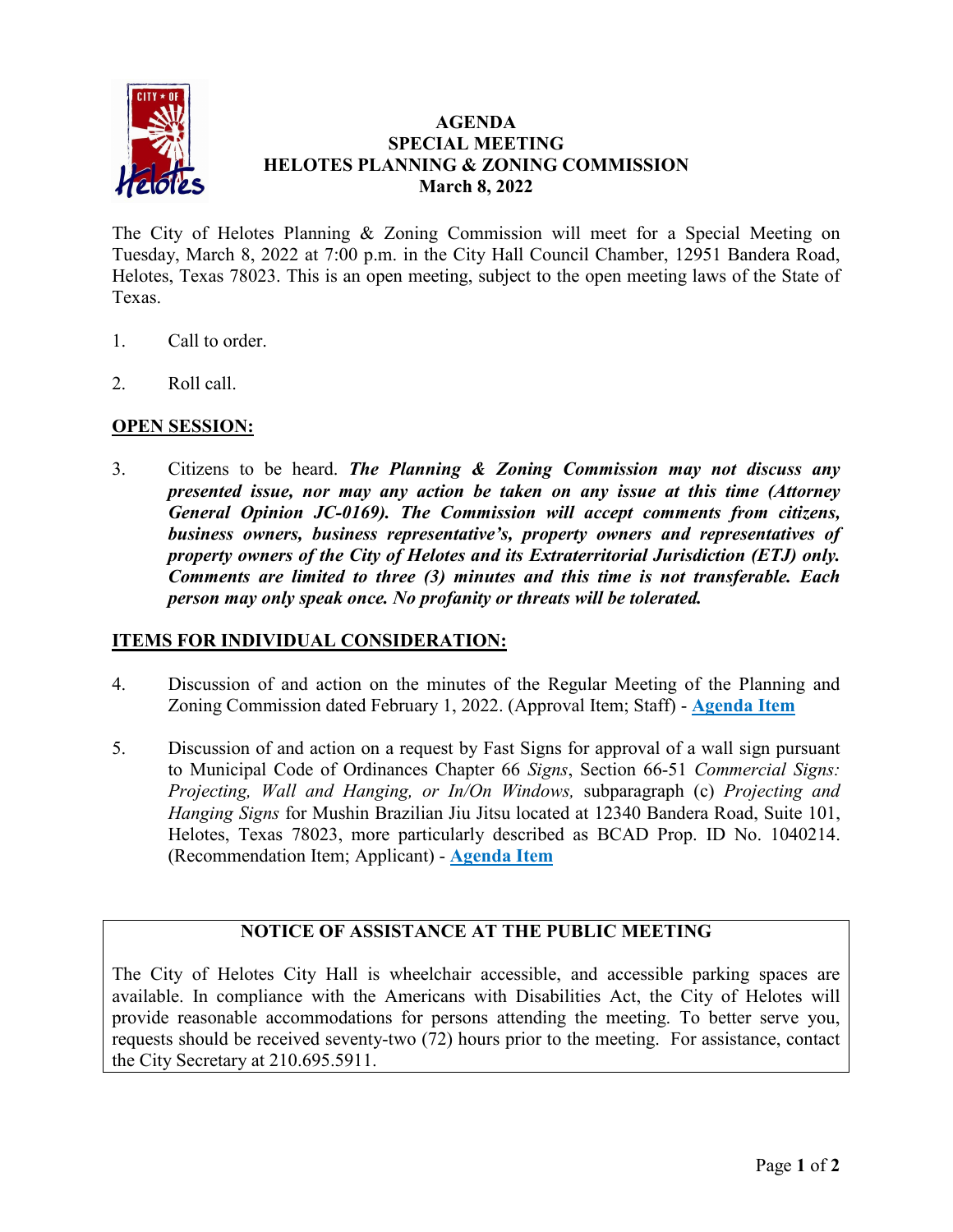# AGENDA
## SPECIAL MEETING
## HELOTES PLANNING & ZONING COMMISSION
## March 8, 2022

The City of Helotes Planning & Zoning Commission will meet for a Special Meeting on Tuesday, March 8, 2022 at 7:00 p.m. in the City Hall Council Chamber, 12951 Bandera Road, Helotes, Texas 78023. This is an open meeting, subject to the open meeting laws of the State of Texas.

1. Call to order.

2. Roll call.

**OPEN SESSION:**

3. Citizens to be heard. ***The Planning & Zoning Commission may not discuss any presented issue, nor may any action be taken on any issue at this time (Attorney General Opinion JC-0169). The Commission will accept comments from citizens, business owners, business representative's, property owners and representatives of property owners of the City of Helotes and its Extraterritorial Jurisdiction (ETJ) only. Comments are limited to three (3) minutes and this time is not transferable. Each person may only speak once. No profanity or threats will be tolerated.***

**ITEMS FOR INDIVIDUAL CONSIDERATION:**

4. Discussion of and action on the minutes of the Regular Meeting of the Planning and Zoning Commission dated February 1, 2022. (Approval Item; Staff) - **Agenda Item**

5. Discussion of and action on a request by Fast Signs for approval of a wall sign pursuant to Municipal Code of Ordinances Chapter 66 *Signs*, Section 66-51 *Commercial Signs: Projecting, Wall and Hanging, or In/On Windows,* subparagraph (c) *Projecting and Hanging Signs* for Mushin Brazilian Jiu Jitsu located at 12340 Bandera Road, Suite 101, Helotes, Texas 78023, more particularly described as BCAD Prop. ID No. 1040214. (Recommendation Item; Applicant) - **Agenda Item**

**NOTICE OF ASSISTANCE AT THE PUBLIC MEETING**

The City of Helotes City Hall is wheelchair accessible, and accessible parking spaces are available. In compliance with the Americans with Disabilities Act, the City of Helotes will provide reasonable accommodations for persons attending the meeting. To better serve you, requests should be received seventy-two (72) hours prior to the meeting. For assistance, contact the City Secretary at 210.695.5911.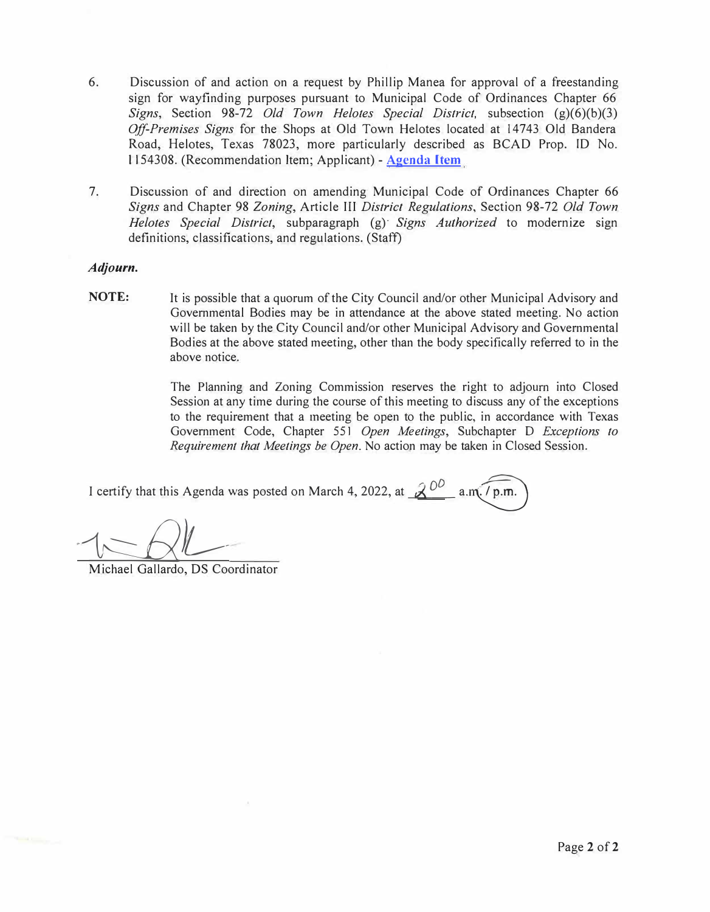6. Discussion of and action on a request by Phillip Manea for approval of a freestanding sign for wayfinding purposes pursuant to Municipal Code of Ordinances Chapter 66 *Signs*, Section 98-72 *Old Town Helotes Special District*, subsection (g)(6)(b)(3) *Off-Premises Signs* for the Shops at Old Town Helotes located at 14743 Old Bandera Road, Helotes, Texas 78023, more particularly described as BCAD Prop. ID No. 1154308. (Recommendation Item; Applicant) - Agenda Item

7. Discussion of and direction on amending Municipal Code of Ordinances Chapter 66 *Signs* and Chapter 98 *Zoning*, Article III *District Regulations*, Section 98-72 *Old Town Helotes Special District*, subparagraph (g) *Signs Authorized* to modernize sign definitions, classifications, and regulations. (Staff)

***Adjourn.***

**NOTE:** It is possible that a quorum of the City Council and/or other Municipal Advisory and Governmental Bodies may be in attendance at the above stated meeting. No action will be taken by the City Council and/or other Municipal Advisory and Governmental Bodies at the above stated meeting, other than the body specifically referred to in the above notice.

The Planning and Zoning Commission reserves the right to adjourn into Closed Session at any time during the course of this meeting to discuss any of the exceptions to the requirement that a meeting be open to the public, in accordance with Texas Government Code, Chapter 551 *Open Meetings*, Subchapter D *Exceptions to Requirement that Meetings be Open*. No action may be taken in Closed Session.

I certify that this Agenda was posted on March 4, 2022, at 2:00 a.m. / p.m.

Michael Gallardo, DS Coordinator